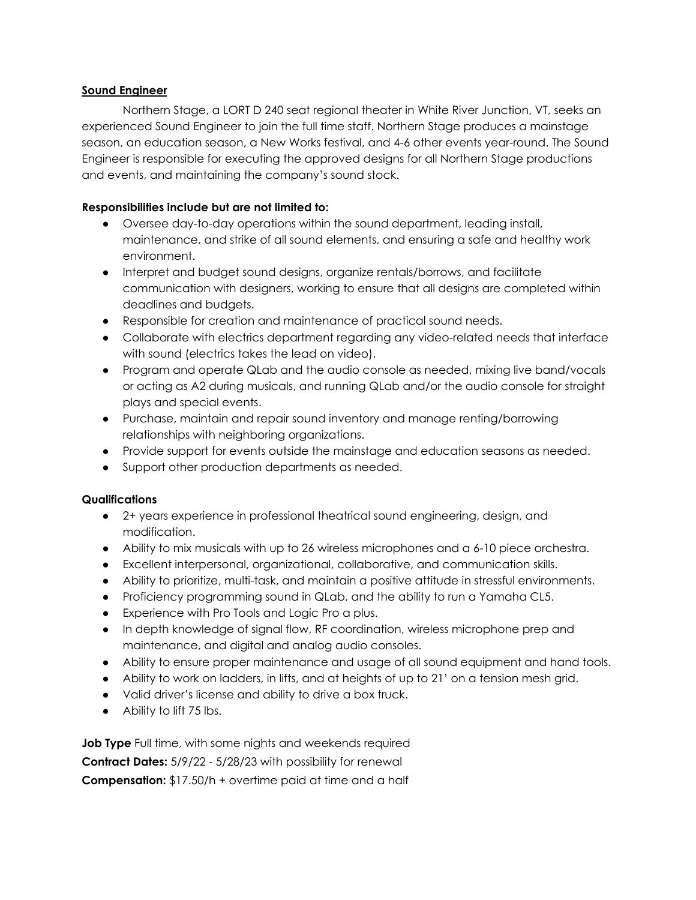**Sound Engineer**

Northern Stage, a LORT D 240 seat regional theater in White River Junction, VT, seeks an experienced Sound Engineer to join the full time staff. Northern Stage produces a mainstage season, an education season, a New Works festival, and 4-6 other events year-round. The Sound Engineer is responsible for executing the approved designs for all Northern Stage productions and events, and maintaining the company's sound stock.

**Responsibilities include but are not limited to:**

- Oversee day-to-day operations within the sound department, leading install, maintenance, and strike of all sound elements, and ensuring a safe and healthy work environment.
- Interpret and budget sound designs, organize rentals/borrows, and facilitate communication with designers, working to ensure that all designs are completed within deadlines and budgets.
- Responsible for creation and maintenance of practical sound needs.
- Collaborate with electrics department regarding any video-related needs that interface with sound (electrics takes the lead on video).
- Program and operate QLab and the audio console as needed, mixing live band/vocals or acting as A2 during musicals, and running QLab and/or the audio console for straight plays and special events.
- Purchase, maintain and repair sound inventory and manage renting/borrowing relationships with neighboring organizations.
- Provide support for events outside the mainstage and education seasons as needed.
- Support other production departments as needed.

**Qualifications**

- 2+ years experience in professional theatrical sound engineering, design, and modification.
- Ability to mix musicals with up to 26 wireless microphones and a 6-10 piece orchestra.
- Excellent interpersonal, organizational, collaborative, and communication skills.
- Ability to prioritize, multi-task, and maintain a positive attitude in stressful environments.
- Proficiency programming sound in QLab, and the ability to run a Yamaha CL5.
- Experience with Pro Tools and Logic Pro a plus.
- In depth knowledge of signal flow, RF coordination, wireless microphone prep and maintenance, and digital and analog audio consoles.
- Ability to ensure proper maintenance and usage of all sound equipment and hand tools.
- Ability to work on ladders, in lifts, and at heights of up to 21' on a tension mesh grid.
- Valid driver's license and ability to drive a box truck.
- Ability to lift 75 lbs.

**Job Type** Full time, with some nights and weekends required

**Contract Dates:** 5/9/22 - 5/28/23 with possibility for renewal

**Compensation:** $17.50/h + overtime paid at time and a half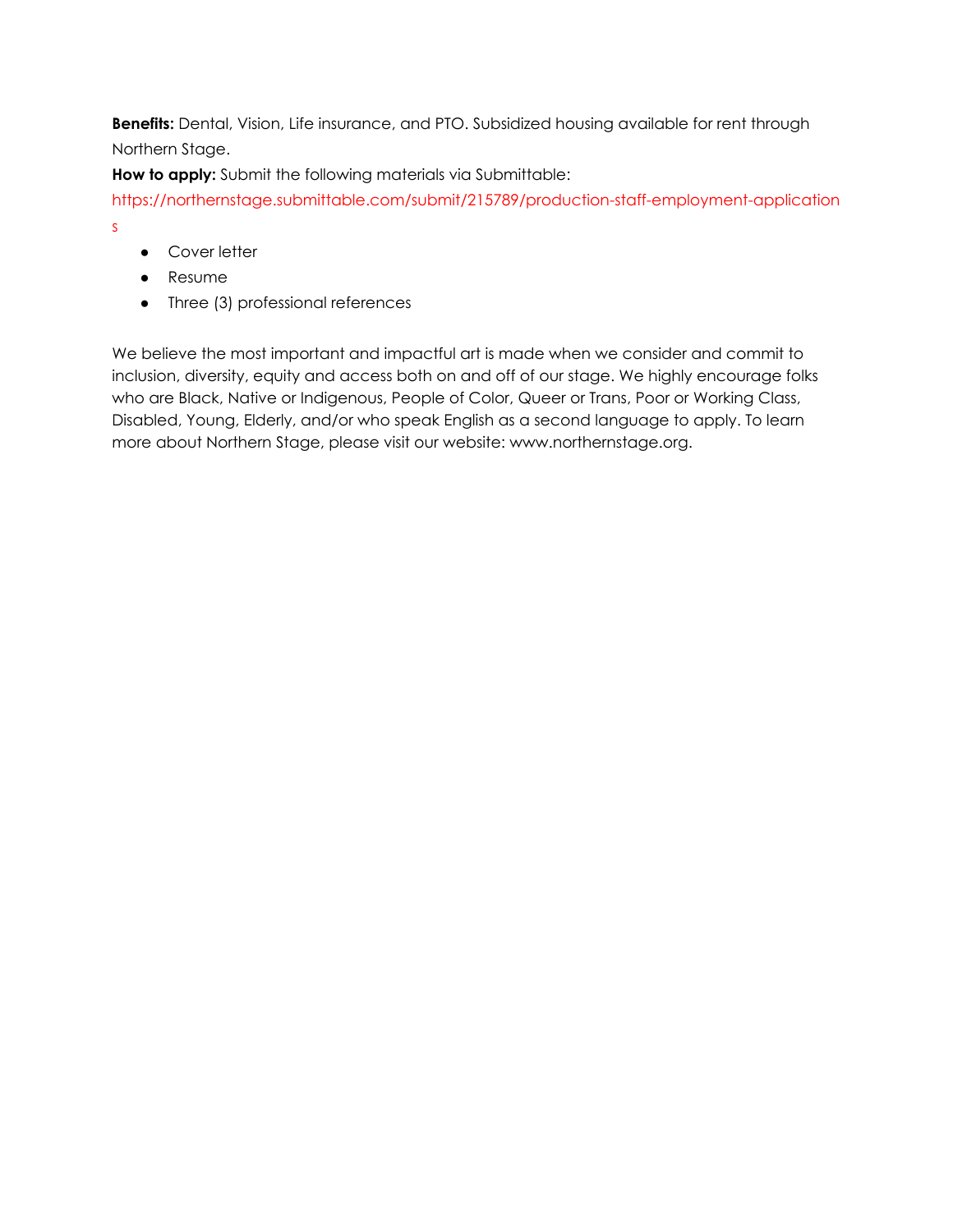**Benefits:** Dental, Vision, Life insurance, and PTO. Subsidized housing available for rent through Northern Stage.

**How to apply:** Submit the following materials via Submittable: https://northernstage.submittable.com/submit/215789/production-staff-employment-applications

- Cover letter
- Resume
- Three (3) professional references

We believe the most important and impactful art is made when we consider and commit to inclusion, diversity, equity and access both on and off of our stage. We highly encourage folks who are Black, Native or Indigenous, People of Color, Queer or Trans, Poor or Working Class, Disabled, Young, Elderly, and/or who speak English as a second language to apply. To learn more about Northern Stage, please visit our website: www.northernstage.org.